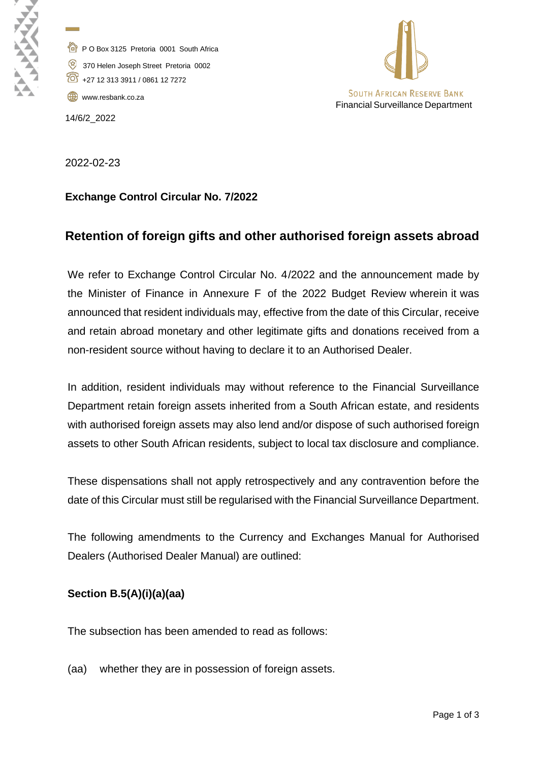P O Box 3125 Pretoria 0001 South Africa

370 Helen Joseph Street Pretoria 0002

+27 12 313 3911 / 0861 12 7272

www.resbank.co.za

SOUTH AFRICAN RESERVE BANK
Financial Surveillance Department

14/6/2_2022

2022-02-23

**Exchange Control Circular No. 7/2022**

## Retention of foreign gifts and other authorised foreign assets abroad

We refer to Exchange Control Circular No. 4/2022 and the announcement made by the Minister of Finance in Annexure F of the 2022 Budget Review wherein it was announced that resident individuals may, effective from the date of this Circular, receive and retain abroad monetary and other legitimate gifts and donations received from a non-resident source without having to declare it to an Authorised Dealer.

In addition, resident individuals may without reference to the Financial Surveillance Department retain foreign assets inherited from a South African estate, and residents with authorised foreign assets may also lend and/or dispose of such authorised foreign assets to other South African residents, subject to local tax disclosure and compliance.

These dispensations shall not apply retrospectively and any contravention before the date of this Circular must still be regularised with the Financial Surveillance Department.

The following amendments to the Currency and Exchanges Manual for Authorised Dealers (Authorised Dealer Manual) are outlined:

**Section B.5(A)(i)(a)(aa)**

The subsection has been amended to read as follows:

(aa) whether they are in possession of foreign assets.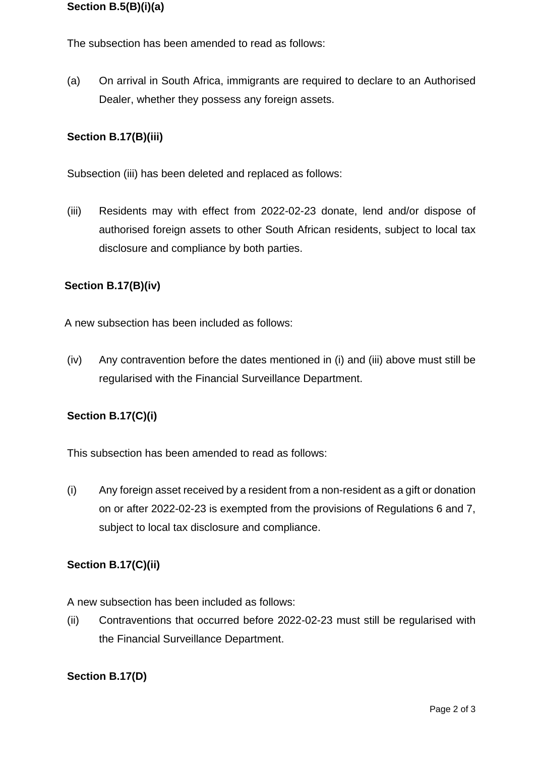**Section B.5(B)(i)(a)**

The subsection has been amended to read as follows:

(a) On arrival in South Africa, immigrants are required to declare to an Authorised Dealer, whether they possess any foreign assets.

**Section B.17(B)(iii)**

Subsection (iii) has been deleted and replaced as follows:

(iii) Residents may with effect from 2022-02-23 donate, lend and/or dispose of authorised foreign assets to other South African residents, subject to local tax disclosure and compliance by both parties.

**Section B.17(B)(iv)**

A new subsection has been included as follows:

(iv) Any contravention before the dates mentioned in (i) and (iii) above must still be regularised with the Financial Surveillance Department.

**Section B.17(C)(i)**

This subsection has been amended to read as follows:

(i) Any foreign asset received by a resident from a non-resident as a gift or donation on or after 2022-02-23 is exempted from the provisions of Regulations 6 and 7, subject to local tax disclosure and compliance.

**Section B.17(C)(ii)**

A new subsection has been included as follows:

(ii) Contraventions that occurred before 2022-02-23 must still be regularised with the Financial Surveillance Department.

**Section B.17(D)**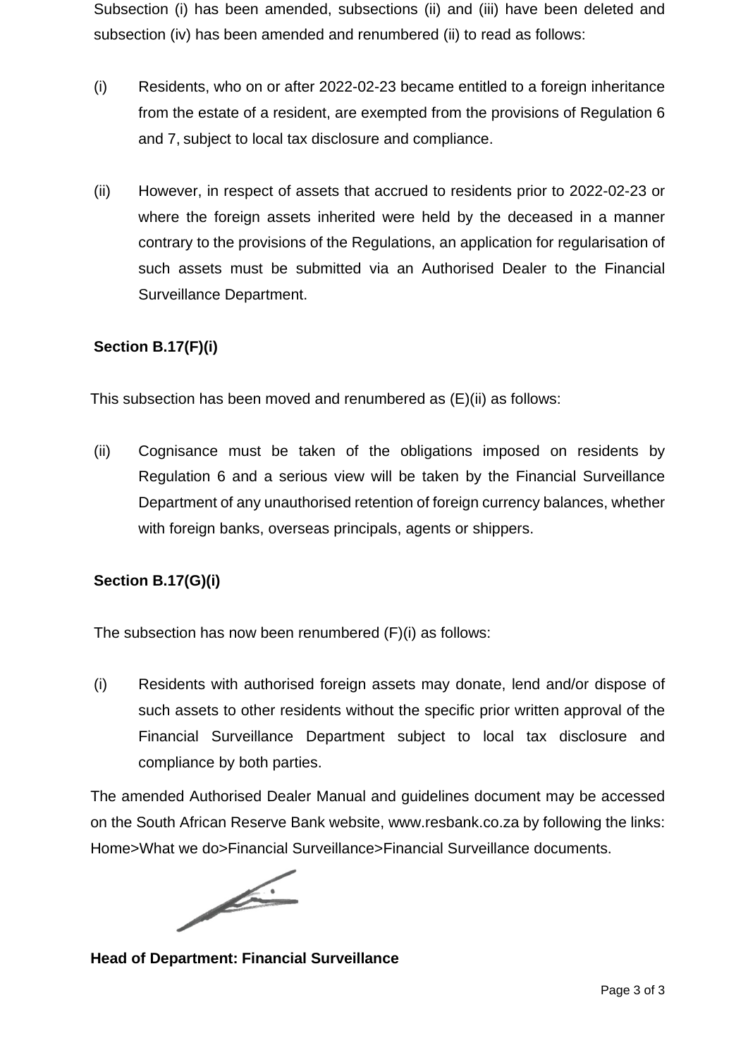Subsection (i) has been amended, subsections (ii) and (iii) have been deleted and subsection (iv) has been amended and renumbered (ii) to read as follows:

(i) Residents, who on or after 2022-02-23 became entitled to a foreign inheritance from the estate of a resident, are exempted from the provisions of Regulation 6 and 7, subject to local tax disclosure and compliance.

(ii) However, in respect of assets that accrued to residents prior to 2022-02-23 or where the foreign assets inherited were held by the deceased in a manner contrary to the provisions of the Regulations, an application for regularisation of such assets must be submitted via an Authorised Dealer to the Financial Surveillance Department.

**Section B.17(F)(i)**

This subsection has been moved and renumbered as (E)(ii) as follows:

(ii) Cognisance must be taken of the obligations imposed on residents by Regulation 6 and a serious view will be taken by the Financial Surveillance Department of any unauthorised retention of foreign currency balances, whether with foreign banks, overseas principals, agents or shippers.

**Section B.17(G)(i)**

The subsection has now been renumbered (F)(i) as follows:

(i) Residents with authorised foreign assets may donate, lend and/or dispose of such assets to other residents without the specific prior written approval of the Financial Surveillance Department subject to local tax disclosure and compliance by both parties.

The amended Authorised Dealer Manual and guidelines document may be accessed on the South African Reserve Bank website, www.resbank.co.za by following the links: Home>What we do>Financial Surveillance>Financial Surveillance documents.

**Head of Department: Financial Surveillance**